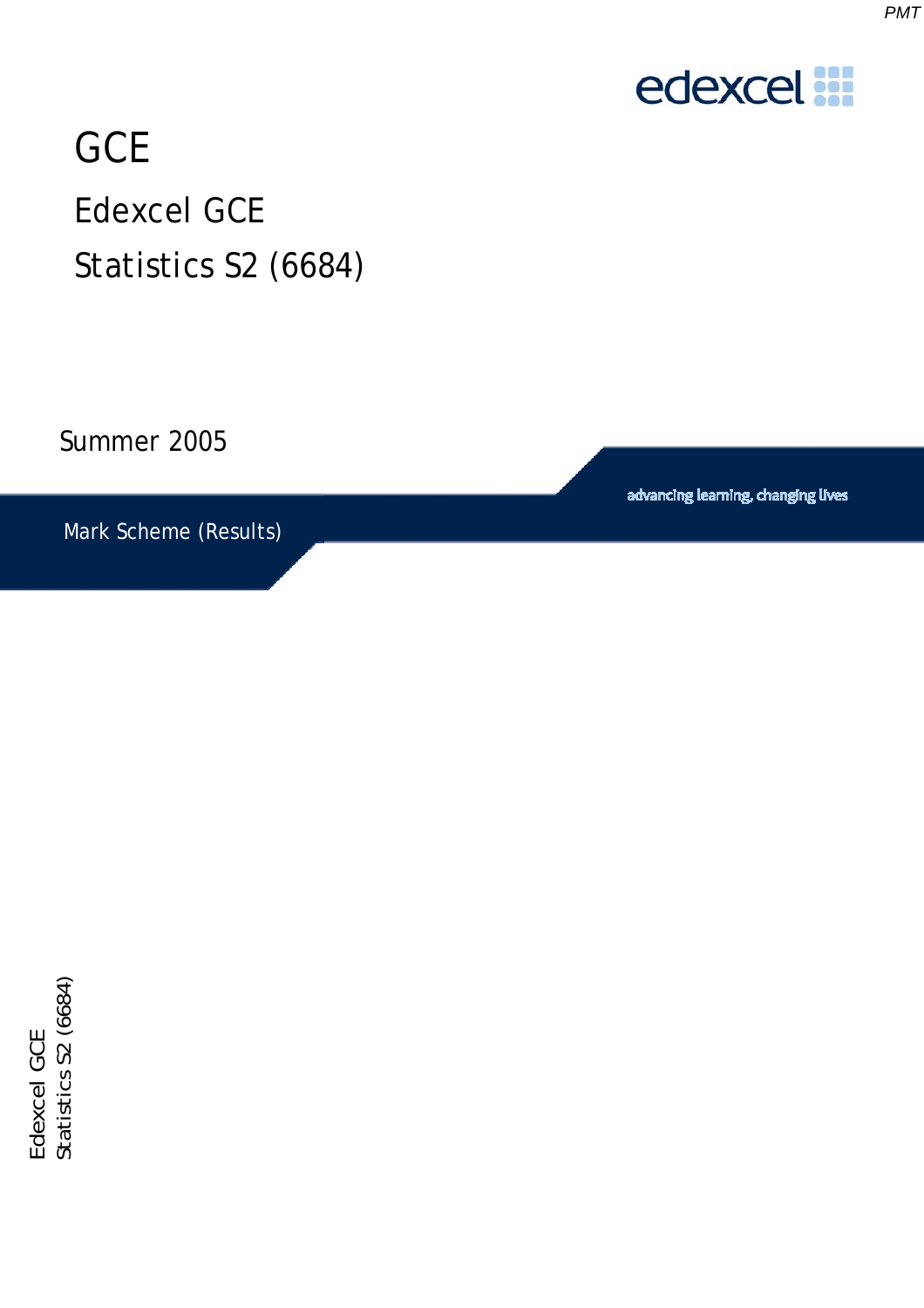edexcel

# GCE

## Edexcel GCE

## Statistics S2 (6684)

Summer 2005

advancing learning, changing lives

Mark Scheme (Results)

Edexcel GCE
Statistics S2 (6684)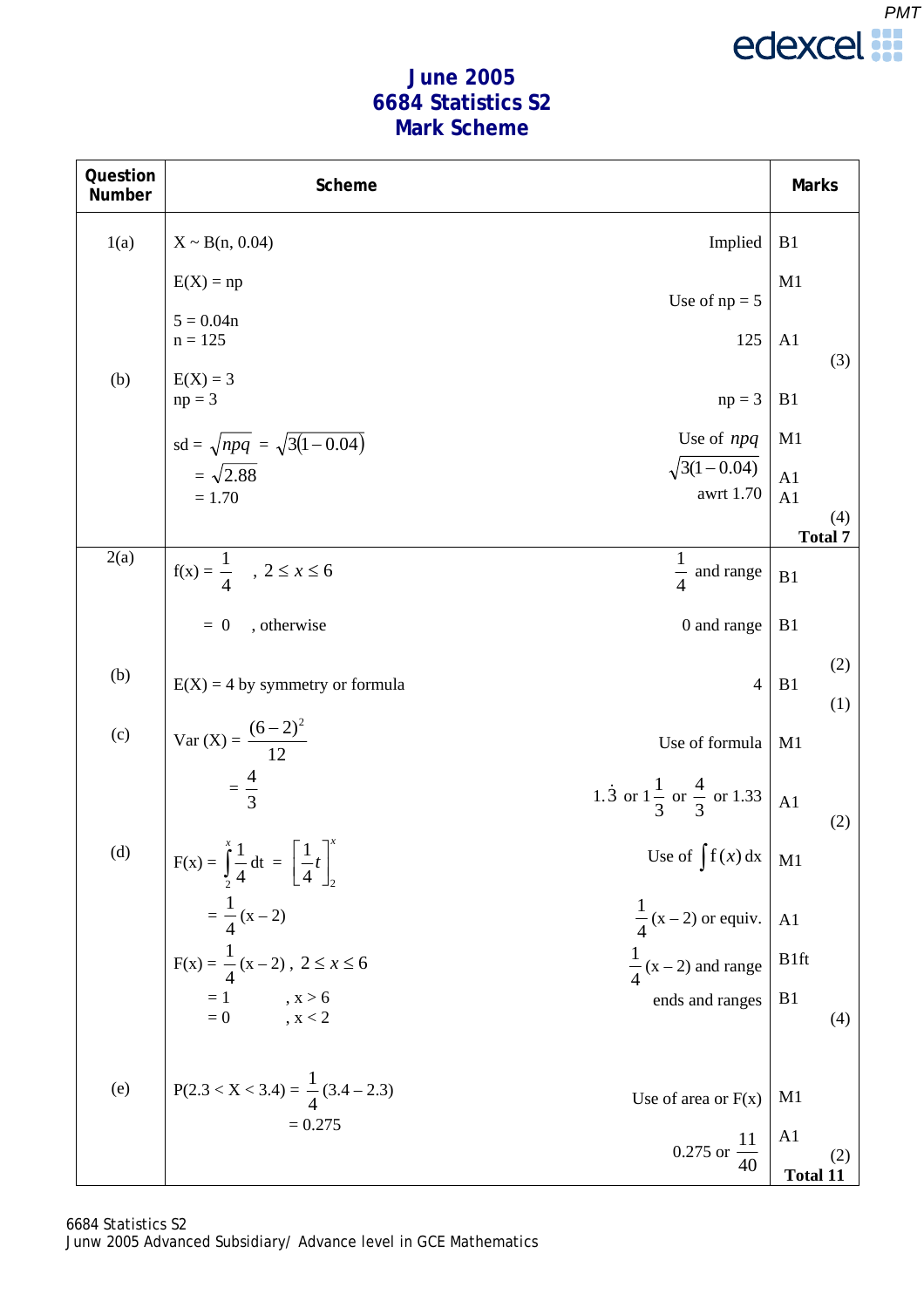# June 2005
# 6684 Statistics S2
# Mark Scheme

| Question Number | Scheme | | Marks |
|---|---|---|---|
| 1(a) | $X \sim B(n, 0.04)$ | Implied | B1 |
| | $E(X) = np$ | Use of $np = 5$ | M1 |
| | $5 = 0.04n$ <br> $n = 125$ | 125 | A1 (3) |
| (b) | $E(X) = 3$ <br> $np = 3$ | $np = 3$ | B1 |
| | sd $= \sqrt{npq} = \sqrt{3(1-0.04)}$ | Use of $npq$ | M1 |
| | $= \sqrt{2.88}$ | $\sqrt{3(1-0.04)}$ | A1 |
| | $= 1.70$ | awrt 1.70 | A1 (4) |
| | | | **Total 7** |
| 2(a) | $f(x) = \frac{1}{4}$ , $2 \le x \le 6$ | $\frac{1}{4}$ and range | B1 |
| | $= 0$ , otherwise | 0 and range | B1 (2) |
| (b) | $E(X) = 4$ by symmetry or formula | 4 | B1 (1) |
| (c) | $\text{Var}(X) = \frac{(6-2)^2}{12}$ | Use of formula | M1 |
| | $= \frac{4}{3}$ | $1.\dot{3}$ or $1\frac{1}{3}$ or $\frac{4}{3}$ or 1.33 | A1 (2) |
| (d) | $F(x) = \int_2^x \frac{1}{4}\,dt = \left[\frac{1}{4}t\right]_2^x$ | Use of $\int f(x)\,dx$ | M1 |
| | $= \frac{1}{4}(x-2)$ | $\frac{1}{4}(x-2)$ or equiv. | A1 |
| | $F(x) = \frac{1}{4}(x-2)$ , $2 \le x \le 6$ | $\frac{1}{4}(x-2)$ and range | B1ft |
| | $= 1$ , $x > 6$ <br> $= 0$ , $x < 2$ | ends and ranges | B1 (4) |
| (e) | $P(2.3 < X < 3.4) = \frac{1}{4}(3.4-2.3)$ | Use of area or F(x) | M1 |
| | $= 0.275$ | 0.275 or $\frac{11}{40}$ | A1 (2) |
| | | | **Total 11** |

6684 Statistics S2
Junw 2005 Advanced Subsidiary/ Advance level in GCE Mathematics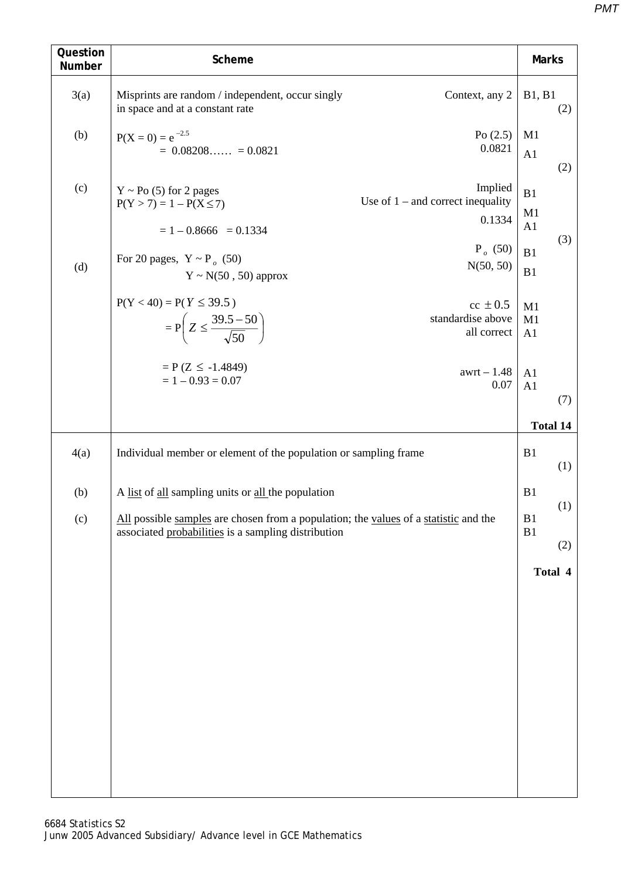| Question Number | Scheme | | Marks |
| --- | --- | --- | --- |
| 3(a) | Misprints are random / independent, occur singly in space and at a constant rate | Context, any 2 | B1, B1 (2) |
| (b) | $P(X = 0) = e^{-2.5}$ | Po (2.5) | M1 |
| | $= 0.08208\ldots\ldots = 0.0821$ | 0.0821 | A1 (2) |
| (c) | $Y \sim Po(5)$ for 2 pages | Implied | B1 |
| | $P(Y > 7) = 1 - P(X \le 7)$ | Use of 1 – and correct inequality | M1 |
| | $= 1 - 0.8666 \quad = 0.1334$ | 0.1334 | A1 (3) |
| (d) | For 20 pages, $Y \sim P_o(50)$ | $P_o(50)$ | B1 |
| | $Y \sim N(50, 50)$ approx | N(50, 50) | B1 |
| | $P(Y < 40) = P(Y \le 39.5)$ | cc $\pm 0.5$ | M1 |
| | $= P\left(Z \le \dfrac{39.5 - 50}{\sqrt{50}}\right)$ | standardise above | M1 |
| | | all correct | A1 |
| | $= P(Z \le -1.4849)$ | awrt – 1.48 | A1 |
| | $= 1 - 0.93 = 0.07$ | 0.07 | A1 (7) |
| | | | **Total 14** |
| 4(a) | Individual member or element of the population or sampling frame | | B1 (1) |
| (b) | A list of all sampling units or all the population | | B1 (1) |
| (c) | All possible samples are chosen from a population; the values of a statistic and the associated probabilities is a sampling distribution | | B1 B1 (2) |
| | | | **Total 4** |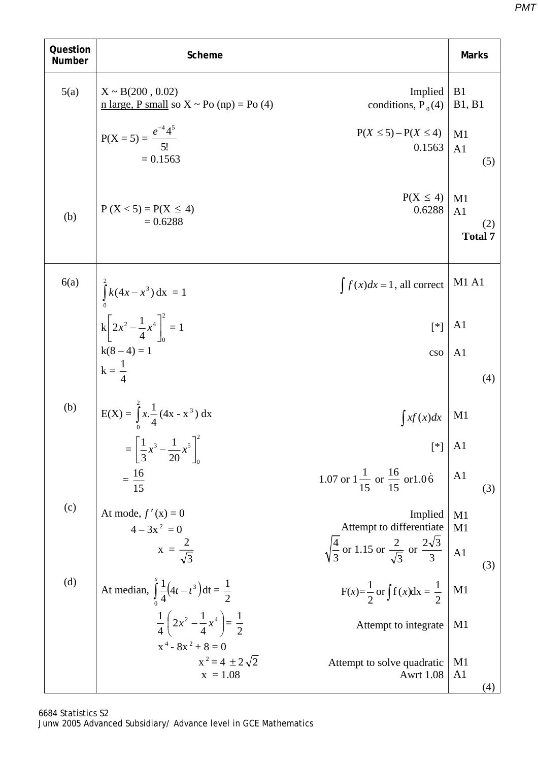| Question Number | Scheme | | Marks |
|---|---|---|---|
| 5(a) | $X \sim B(200, 0.02)$ | Implied | B1 |
| | <u>n large, P small</u> so $X \sim Po(np) = Po(4)$ | conditions, $P_0(4)$ | B1, B1 |
| | $P(X = 5) = \dfrac{e^{-4}4^5}{5!}$ | $P(X \le 5) - P(X \le 4)$ | M1 |
| | $= 0.1563$ | 0.1563 | A1 (5) |
| (b) | $P(X < 5) = P(X \le 4)$ | $P(X \le 4)$ | M1 |
| | $= 0.6288$ | 0.6288 | A1 (2) |
| | | | **Total 7** |
| 6(a) | $\int_0^2 k(4x - x^3)\,dx = 1$ | $\int f(x)dx = 1$, all correct | M1 A1 |
| | $k\left[2x^2 - \frac{1}{4}x^4\right]_0^2 = 1$ | [*] | A1 |
| | $k(8 - 4) = 1$ | cso | A1 |
| | $k = \frac{1}{4}$ | | (4) |
| (b) | $E(X) = \int_0^2 x.\frac{1}{4}(4x - x^3)\,dx$ | $\int xf(x)dx$ | M1 |
| | $= \left[\frac{1}{3}x^3 - \frac{1}{20}x^5\right]_0^2$ | [*] | A1 |
| | $= \frac{16}{15}$ | 1.07 or $1\frac{1}{15}$ or $\frac{16}{15}$ or $1.0\dot{6}$ | A1 (3) |
| (c) | At mode, $f'(x) = 0$ | Implied | M1 |
| | $4 - 3x^2 = 0$ | Attempt to differentiate | M1 |
| | $x = \frac{2}{\sqrt{3}}$ | $\sqrt{\frac{4}{3}}$ or 1.15 or $\frac{2}{\sqrt{3}}$ or $\frac{2\sqrt{3}}{3}$ | A1 (3) |
| (d) | At median, $\int_0^x \frac{1}{4}(4t - t^3)\,dt = \frac{1}{2}$ | $F(x) = \frac{1}{2}$ or $\int f(x)dx = \frac{1}{2}$ | M1 |
| | $\frac{1}{4}\left(2x^2 - \frac{1}{4}x^4\right) = \frac{1}{2}$ | Attempt to integrate | M1 |
| | $x^4 - 8x^2 + 8 = 0$ | | |
| | $x^2 = 4 \pm 2\sqrt{2}$ | Attempt to solve quadratic | M1 |
| | $x = 1.08$ | Awrt 1.08 | A1 (4) |

6684 Statistics S2
Junw 2005 Advanced Subsidiary/ Advance level in GCE Mathematics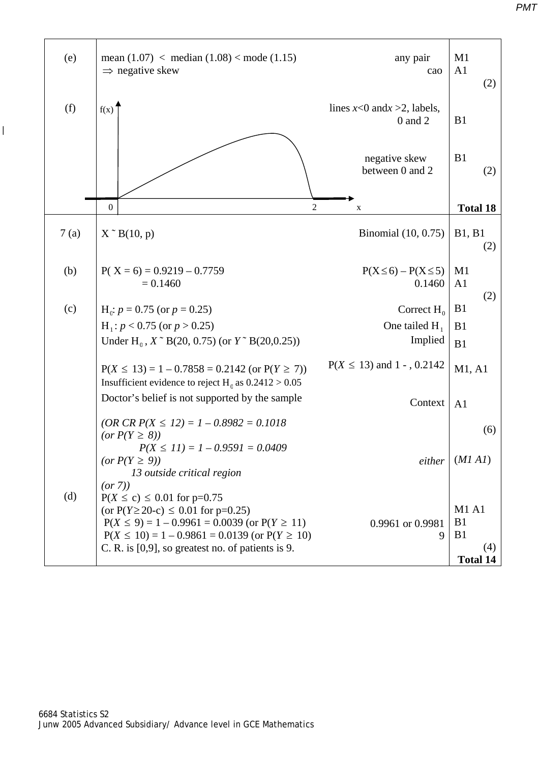| | | | |
|---|---|---|---|
| (e) | mean (1.07) $<$ median (1.08) $<$ mode (1.15)<br>$\Rightarrow$ negative skew | any pair<br>cao | M1<br>A1<br>(2) |
| (f) | f(x)<br>0<br>2<br>x | lines $x$<0 and$x$ >2, labels, 0 and 2<br><br>negative skew between 0 and 2 | B1<br><br>B1<br>(2) |
| | | | **Total 18** |
| 7 (a) | X ˜ B(10, p) | Binomial (10, 0.75) | B1, B1<br>(2) |
| (b) | P( X = 6) = 0.9219 – 0.7759<br>= 0.1460 | $P(X \leq 6) – P(X \leq 5)$<br>0.1460 | M1<br>A1<br>(2) |
| (c) | $H_0$: $p$ = 0.75 (or $p$ = 0.25)<br>$H_1$ : $p$ < 0.75 (or $p$ > 0.25)<br>Under $H_0$ , $X$ ˜ B(20, 0.75) (or $Y$ ˜ B(20,0.25))<br><br>$P(X \leq 13)$ = 1 – 0.7858 = 0.2142 (or $P(Y \geq 7)$)<br>Insufficient evidence to reject $H_0$ as 0.2412 > 0.05<br>Doctor's belief is not supported by the sample<br><br>*(OR CR $P(X \leq 12)$ = 1 – 0.8982 = 0.1018 (or $P(Y \geq 8)$)*<br>*$P(X \leq 11)$ = 1 – 0.9591 = 0.0409 (or $P(Y \geq 9)$)*<br>*13 outside critical region (or 7))* | Correct $H_0$<br>One tailed $H_1$<br>Implied<br><br>$P(X \leq 13)$ and 1 - , 0.2142<br><br>Context<br><br><br><br>*either* | B1<br>B1<br>B1<br><br>M1, A1<br><br>A1<br><br>(6)<br><br>(*M1 A1*) |
| (d) | $P(X \leq c) \leq 0.01$ for p=0.75<br>(or $P(Y \geq 20\text{-}c) \leq 0.01$ for p=0.25)<br>$P(X \leq 9)$ = 1 – 0.9961 = 0.0039 (or $P(Y \geq 11)$<br>$P(X \leq 10)$ = 1 – 0.9861 = 0.0139 (or $P(Y \geq 10)$<br>C. R. is [0,9], so greatest no. of patients is 9. | <br><br>0.9961 or 0.9981<br>9 | <br>M1 A1<br>B1<br>B1<br>(4) |
| | | | **Total 14** |

6684 Statistics S2
Junw 2005 Advanced Subsidiary/ Advance level in GCE Mathematics